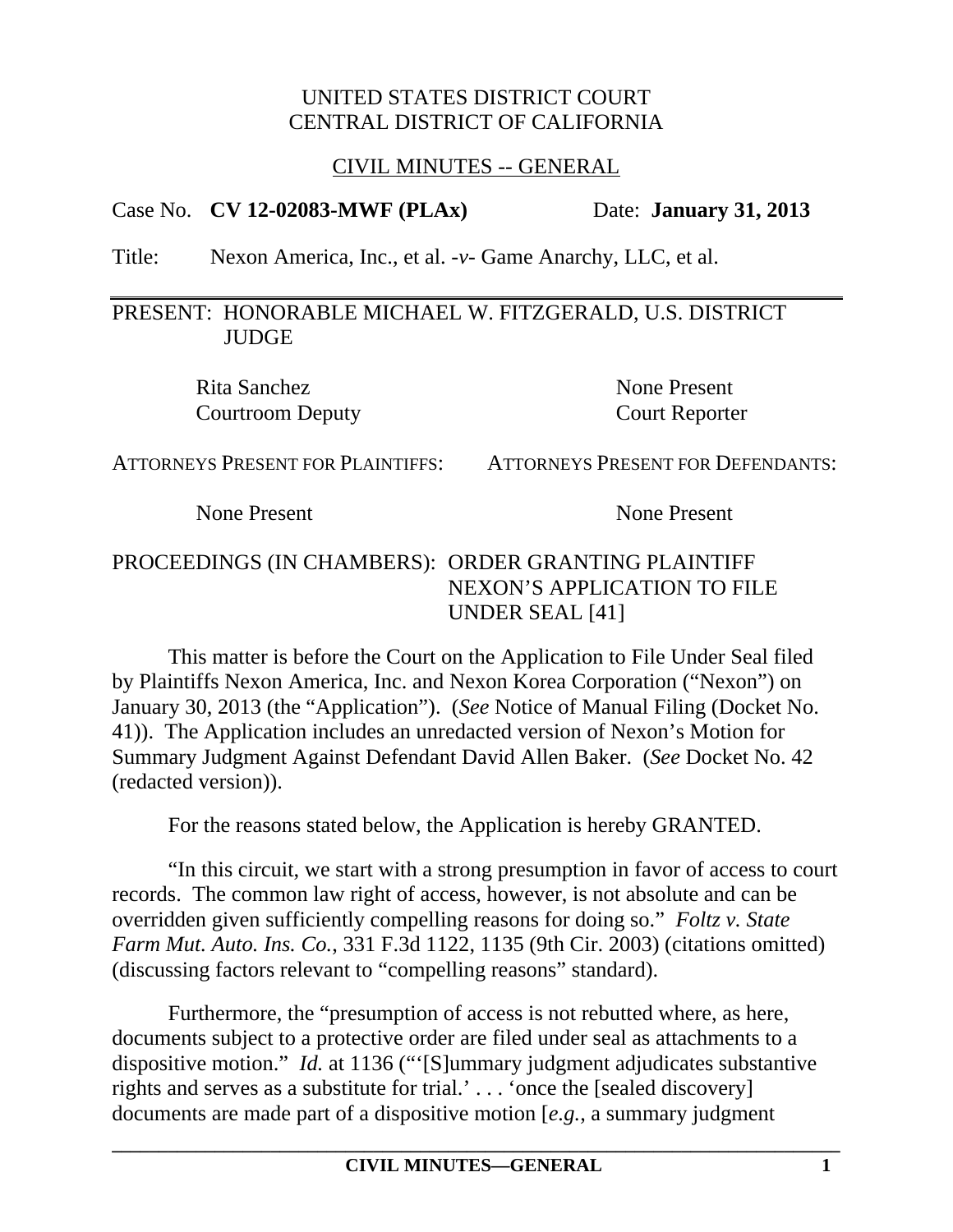UNITED STATES DISTRICT COURT
CENTRAL DISTRICT OF CALIFORNIA

CIVIL MINUTES -- GENERAL

Case No. **CV 12-02083-MWF (PLAx)** Date: **January 31, 2013**

Title: Nexon America, Inc., et al. -*v*- Game Anarchy, LLC, et al.

---

PRESENT: HONORABLE MICHAEL W. FITZGERALD, U.S. DISTRICT JUDGE

| | |
|---|---|
| Rita Sanchez<br>Courtroom Deputy | None Present<br>Court Reporter |

| ATTORNEYS PRESENT FOR PLAINTIFFS: | ATTORNEYS PRESENT FOR DEFENDANTS: |
|---|---|
| None Present | None Present |

PROCEEDINGS (IN CHAMBERS): ORDER GRANTING PLAINTIFF NEXON'S APPLICATION TO FILE UNDER SEAL [41]

This matter is before the Court on the Application to File Under Seal filed by Plaintiffs Nexon America, Inc. and Nexon Korea Corporation ("Nexon") on January 30, 2013 (the "Application"). (*See* Notice of Manual Filing (Docket No. 41)). The Application includes an unredacted version of Nexon's Motion for Summary Judgment Against Defendant David Allen Baker. (*See* Docket No. 42 (redacted version)).

For the reasons stated below, the Application is hereby GRANTED.

"In this circuit, we start with a strong presumption in favor of access to court records. The common law right of access, however, is not absolute and can be overridden given sufficiently compelling reasons for doing so." *Foltz v. State Farm Mut. Auto. Ins. Co.*, 331 F.3d 1122, 1135 (9th Cir. 2003) (citations omitted) (discussing factors relevant to "compelling reasons" standard).

Furthermore, the "presumption of access is not rebutted where, as here, documents subject to a protective order are filed under seal as attachments to a dispositive motion." *Id.* at 1136 ("'[S]ummary judgment adjudicates substantive rights and serves as a substitute for trial.' . . . 'once the [sealed discovery] documents are made part of a dispositive motion [*e.g.*, a summary judgment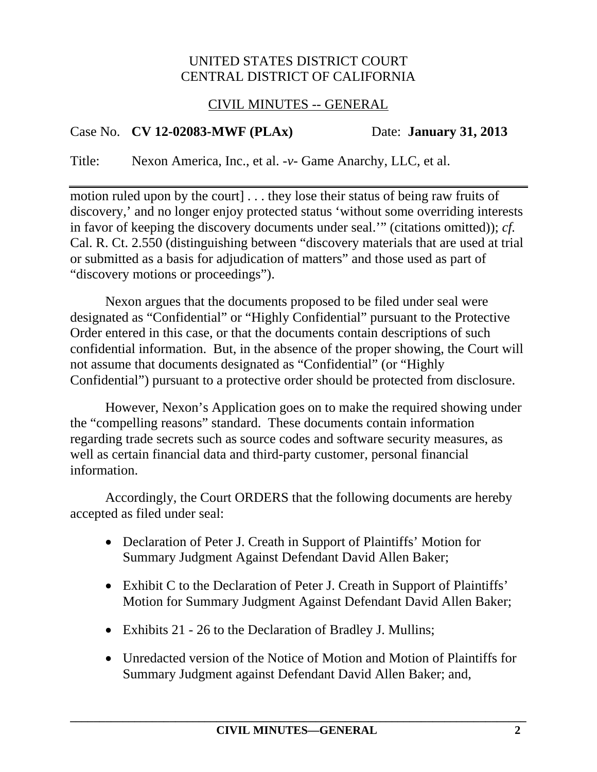motion ruled upon by the court] . . . they lose their status of being raw fruits of discovery,' and no longer enjoy protected status 'without some overriding interests in favor of keeping the discovery documents under seal.'" (citations omitted)); *cf.* Cal. R. Ct. 2.550 (distinguishing between "discovery materials that are used at trial or submitted as a basis for adjudication of matters" and those used as part of "discovery motions or proceedings").

Nexon argues that the documents proposed to be filed under seal were designated as "Confidential" or "Highly Confidential" pursuant to the Protective Order entered in this case, or that the documents contain descriptions of such confidential information. But, in the absence of the proper showing, the Court will not assume that documents designated as "Confidential" (or "Highly Confidential") pursuant to a protective order should be protected from disclosure.

However, Nexon's Application goes on to make the required showing under the "compelling reasons" standard. These documents contain information regarding trade secrets such as source codes and software security measures, as well as certain financial data and third-party customer, personal financial information.

Accordingly, the Court ORDERS that the following documents are hereby accepted as filed under seal:

- Declaration of Peter J. Creath in Support of Plaintiffs' Motion for Summary Judgment Against Defendant David Allen Baker;
- Exhibit C to the Declaration of Peter J. Creath in Support of Plaintiffs' Motion for Summary Judgment Against Defendant David Allen Baker;
- Exhibits 21 - 26 to the Declaration of Bradley J. Mullins;
- Unredacted version of the Notice of Motion and Motion of Plaintiffs for Summary Judgment against Defendant David Allen Baker; and,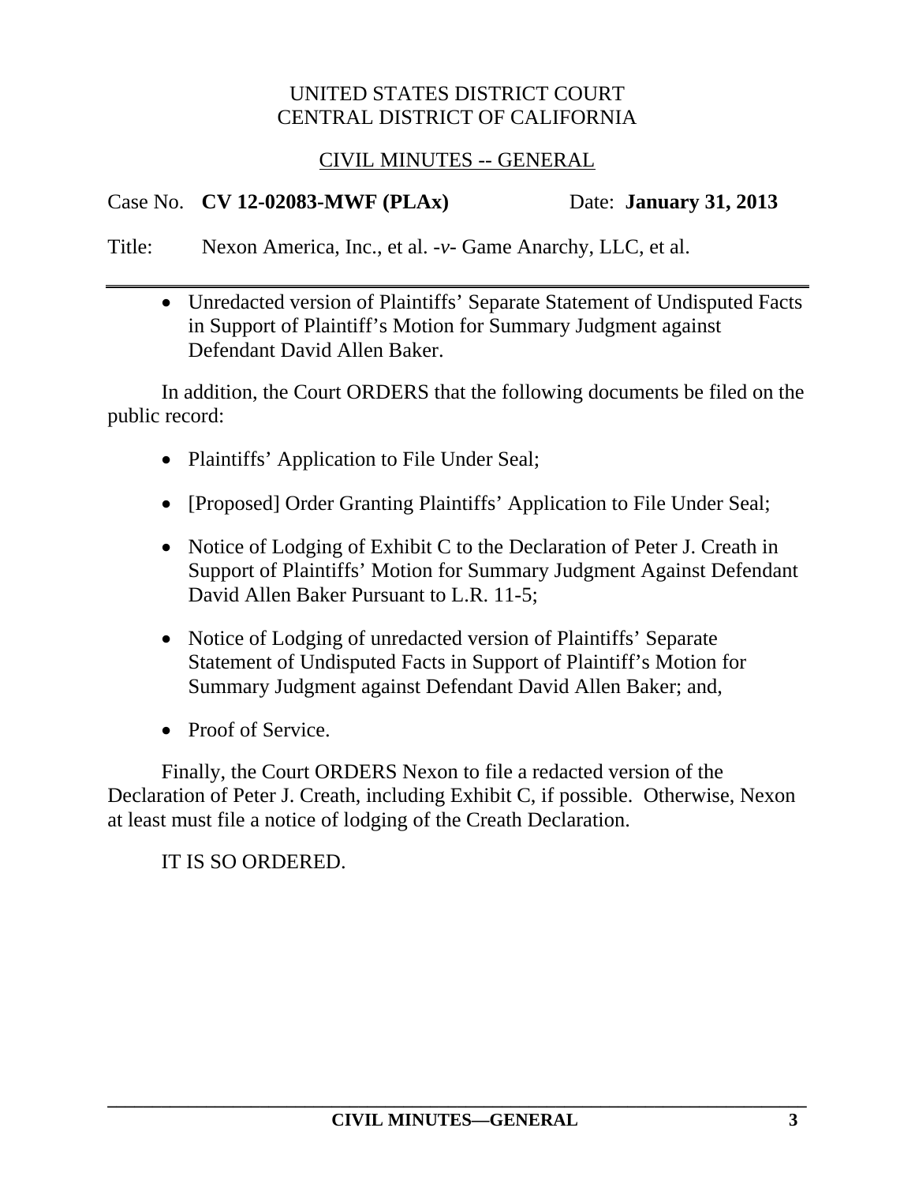- Unredacted version of Plaintiffs' Separate Statement of Undisputed Facts in Support of Plaintiff's Motion for Summary Judgment against Defendant David Allen Baker.

In addition, the Court ORDERS that the following documents be filed on the public record:

- Plaintiffs' Application to File Under Seal;
- [Proposed] Order Granting Plaintiffs' Application to File Under Seal;
- Notice of Lodging of Exhibit C to the Declaration of Peter J. Creath in Support of Plaintiffs' Motion for Summary Judgment Against Defendant David Allen Baker Pursuant to L.R. 11-5;
- Notice of Lodging of unredacted version of Plaintiffs' Separate Statement of Undisputed Facts in Support of Plaintiff's Motion for Summary Judgment against Defendant David Allen Baker; and,
- Proof of Service.

Finally, the Court ORDERS Nexon to file a redacted version of the Declaration of Peter J. Creath, including Exhibit C, if possible. Otherwise, Nexon at least must file a notice of lodging of the Creath Declaration.

IT IS SO ORDERED.